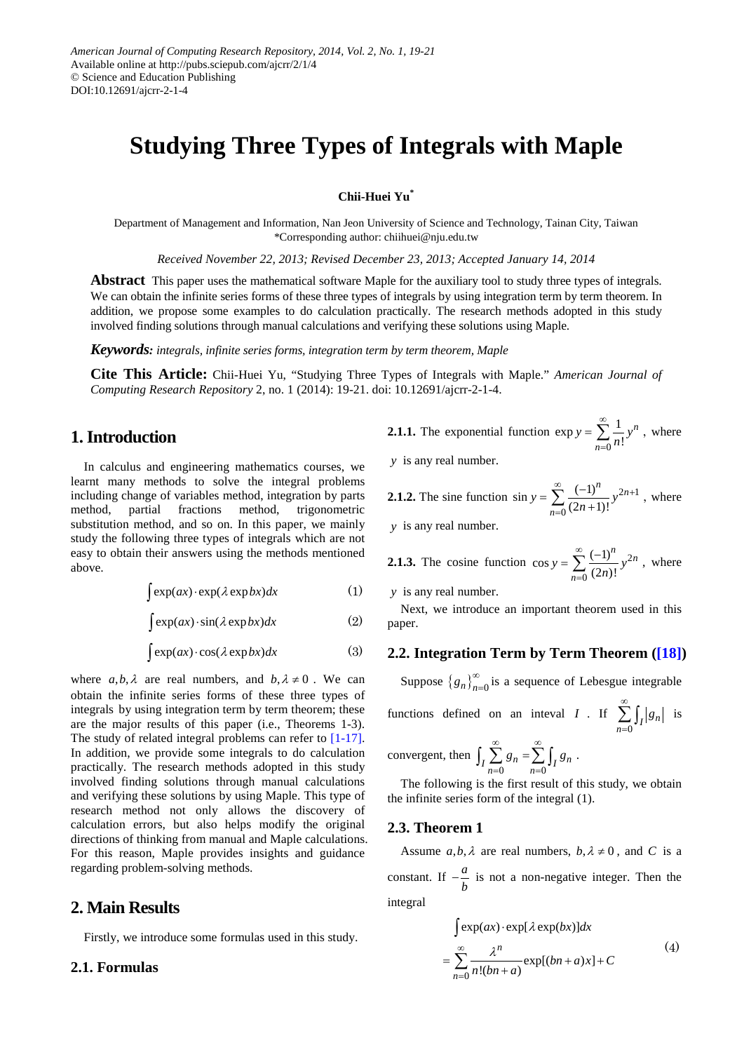# Studying Three Types of Integrals with Maple

**Chii-Huei Yu***

Department of Management and Information, Nan Jeon University of Science and Technology, Tainan City, Taiwan
*Corresponding author: chiihuei@nju.edu.tw

*Received November 22, 2013; Revised December 23, 2013; Accepted January 14, 2014*

**Abstract** This paper uses the mathematical software Maple for the auxiliary tool to study three types of integrals. We can obtain the infinite series forms of these three types of integrals by using integration term by term theorem. In addition, we propose some examples to do calculation practically. The research methods adopted in this study involved finding solutions through manual calculations and verifying these solutions using Maple.

***Keywords:*** *integrals, infinite series forms, integration term by term theorem, Maple*

**Cite This Article:** Chii-Huei Yu, "Studying Three Types of Integrals with Maple." *American Journal of Computing Research Repository* 2, no. 1 (2014): 19-21. doi: 10.12691/ajcrr-2-1-4.

## 1. Introduction

In calculus and engineering mathematics courses, we learnt many methods to solve the integral problems including change of variables method, integration by parts method, partial fractions method, trigonometric substitution method, and so on. In this paper, we mainly study the following three types of integrals which are not easy to obtain their answers using the methods mentioned above.

$$\int \exp(ax)\cdot\exp(\lambda\exp bx)dx \tag{1}$$

$$\int \exp(ax)\cdot\sin(\lambda\exp bx)dx \tag{2}$$

$$\int \exp(ax)\cdot\cos(\lambda\exp bx)dx \tag{3}$$

where $a,b,\lambda$ are real numbers, and $b,\lambda\neq 0$. We can obtain the infinite series forms of these three types of integrals by using integration term by term theorem; these are the major results of this paper (i.e., Theorems 1-3). The study of related integral problems can refer to [1-17]. In addition, we provide some integrals to do calculation practically. The research methods adopted in this study involved finding solutions through manual calculations and verifying these solutions by using Maple. This type of research method not only allows the discovery of calculation errors, but also helps modify the original directions of thinking from manual and Maple calculations. For this reason, Maple provides insights and guidance regarding problem-solving methods.

## 2. Main Results

Firstly, we introduce some formulas used in this study.

### 2.1. Formulas

**2.1.1.** The exponential function $\exp y=\sum_{n=0}^{\infty}\frac{1}{n!}y^n$, where $y$ is any real number.

**2.1.2.** The sine function $\sin y=\sum_{n=0}^{\infty}\frac{(-1)^n}{(2n+1)!}y^{2n+1}$, where $y$ is any real number.

**2.1.3.** The cosine function $\cos y=\sum_{n=0}^{\infty}\frac{(-1)^n}{(2n)!}y^{2n}$, where $y$ is any real number.

Next, we introduce an important theorem used in this paper.

### 2.2. Integration Term by Term Theorem ([18])

Suppose $\{g_n\}_{n=0}^{\infty}$ is a sequence of Lebesgue integrable functions defined on an inteval $I$. If $\sum_{n=0}^{\infty}\int_I |g_n|$ is convergent, then $\int_I \sum_{n=0}^{\infty} g_n=\sum_{n=0}^{\infty}\int_I g_n$.

The following is the first result of this study, we obtain the infinite series form of the integral (1).

### 2.3. Theorem 1

Assume $a,b,\lambda$ are real numbers, $b,\lambda\neq 0$, and $C$ is a constant. If $-\frac{a}{b}$ is not a non-negative integer. Then the integral

$$\int \exp(ax)\cdot\exp[\lambda\exp(bx)]dx = \sum_{n=0}^{\infty}\frac{\lambda^n}{n!(bn+a)}\exp[(bn+a)x]+C \tag{4}$$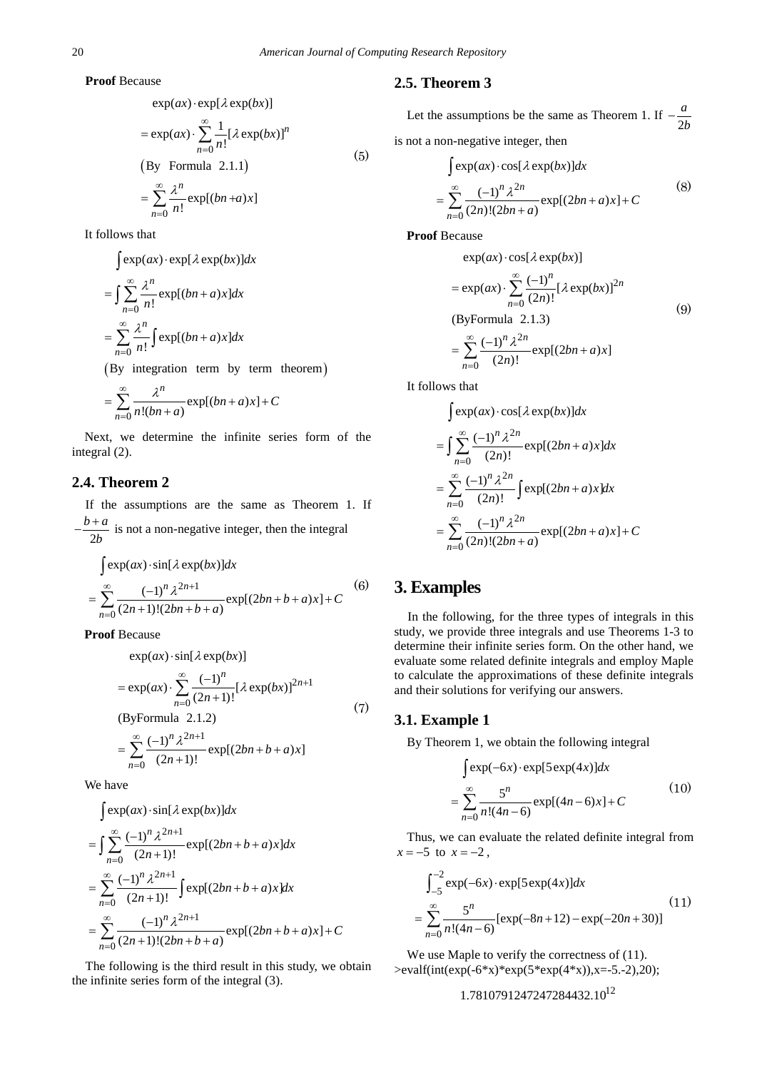**Proof** Because

$$
\begin{aligned}
&\exp(ax)\cdot\exp[\lambda\exp(bx)] \\
&=\exp(ax)\cdot\sum_{n=0}^{\infty}\frac{1}{n!}[\lambda\exp(bx)]^n \\
&(\text{By Formula 2.1.1}) \\
&=\sum_{n=0}^{\infty}\frac{\lambda^n}{n!}\exp[(bn+a)x]
\end{aligned}
\tag{5}
$$

It follows that

$$
\begin{aligned}
&\int\exp(ax)\cdot\exp[\lambda\exp(bx)]dx \\
&=\int\sum_{n=0}^{\infty}\frac{\lambda^n}{n!}\exp[(bn+a)x]dx \\
&=\sum_{n=0}^{\infty}\frac{\lambda^n}{n!}\int\exp[(bn+a)x]dx \\
&(\text{By integration term by term theorem}) \\
&=\sum_{n=0}^{\infty}\frac{\lambda^n}{n!(bn+a)}\exp[(bn+a)x]+C
\end{aligned}
$$

Next, we determine the infinite series form of the integral (2).

## 2.4. Theorem 2

If the assumptions are the same as Theorem 1. If $-\frac{b+a}{2b}$ is not a non-negative integer, then the integral

$$
\begin{aligned}
&\int\exp(ax)\cdot\sin[\lambda\exp(bx)]dx \\
&=\sum_{n=0}^{\infty}\frac{(-1)^n\lambda^{2n+1}}{(2n+1)!(2bn+b+a)}\exp[(2bn+b+a)x]+C
\end{aligned}
\tag{6}
$$

**Proof** Because

$$
\begin{aligned}
&\exp(ax)\cdot\sin[\lambda\exp(bx)] \\
&=\exp(ax)\cdot\sum_{n=0}^{\infty}\frac{(-1)^n}{(2n+1)!}[\lambda\exp(bx)]^{2n+1} \\
&(\text{By Formula 2.1.2}) \\
&=\sum_{n=0}^{\infty}\frac{(-1)^n\lambda^{2n+1}}{(2n+1)!}\exp[(2bn+b+a)x]
\end{aligned}
\tag{7}
$$

We have

$$
\begin{aligned}
&\int\exp(ax)\cdot\sin[\lambda\exp(bx)]dx \\
&=\int\sum_{n=0}^{\infty}\frac{(-1)^n\lambda^{2n+1}}{(2n+1)!}\exp[(2bn+b+a)x]dx \\
&=\sum_{n=0}^{\infty}\frac{(-1)^n\lambda^{2n+1}}{(2n+1)!}\int\exp[(2bn+b+a)x]dx \\
&=\sum_{n=0}^{\infty}\frac{(-1)^n\lambda^{2n+1}}{(2n+1)!(2bn+b+a)}\exp[(2bn+b+a)x]+C
\end{aligned}
$$

The following is the third result in this study, we obtain the infinite series form of the integral (3).

## 2.5. Theorem 3

Let the assumptions be the same as Theorem 1. If $-\frac{a}{2b}$ is not a non-negative integer, then

$$
\begin{aligned}
&\int\exp(ax)\cdot\cos[\lambda\exp(bx)]dx \\
&=\sum_{n=0}^{\infty}\frac{(-1)^n\lambda^{2n}}{(2n)!(2bn+a)}\exp[(2bn+a)x]+C
\end{aligned}
\tag{8}
$$

**Proof** Because

$$
\begin{aligned}
&\exp(ax)\cdot\cos[\lambda\exp(bx)] \\
&=\exp(ax)\cdot\sum_{n=0}^{\infty}\frac{(-1)^n}{(2n)!}[\lambda\exp(bx)]^{2n} \\
&(\text{By Formula 2.1.3}) \\
&=\sum_{n=0}^{\infty}\frac{(-1)^n\lambda^{2n}}{(2n)!}\exp[(2bn+a)x]
\end{aligned}
\tag{9}
$$

It follows that

$$
\begin{aligned}
&\int\exp(ax)\cdot\cos[\lambda\exp(bx)]dx \\
&=\int\sum_{n=0}^{\infty}\frac{(-1)^n\lambda^{2n}}{(2n)!}\exp[(2bn+a)x]dx \\
&=\sum_{n=0}^{\infty}\frac{(-1)^n\lambda^{2n}}{(2n)!}\int\exp[(2bn+a)x]dx \\
&=\sum_{n=0}^{\infty}\frac{(-1)^n\lambda^{2n}}{(2n)!(2bn+a)}\exp[(2bn+a)x]+C
\end{aligned}
$$

# 3. Examples

In the following, for the three types of integrals in this study, we provide three integrals and use Theorems 1-3 to determine their infinite series form. On the other hand, we evaluate some related definite integrals and employ Maple to calculate the approximations of these definite integrals and their solutions for verifying our answers.

## 3.1. Example 1

By Theorem 1, we obtain the following integral

$$
\begin{aligned}
&\int\exp(-6x)\cdot\exp[5\exp(4x)]dx \\
&=\sum_{n=0}^{\infty}\frac{5^n}{n!(4n-6)}\exp[(4n-6)x]+C
\end{aligned}
\tag{10}
$$

Thus, we can evaluate the related definite integral from $x=-5$ to $x=-2$,

$$
\begin{aligned}
&\int_{-5}^{-2}\exp(-6x)\cdot\exp[5\exp(4x)]dx \\
&=\sum_{n=0}^{\infty}\frac{5^n}{n!(4n-6)}[\exp(-8n+12)-\exp(-20n+30)]
\end{aligned}
\tag{11}
$$

We use Maple to verify the correctness of (11).

```
>evalf(int(exp(-6*x)*exp(5*exp(4*x)),x=-5.-2),20);
```

$$1.7810791247247284432.10^{12}$$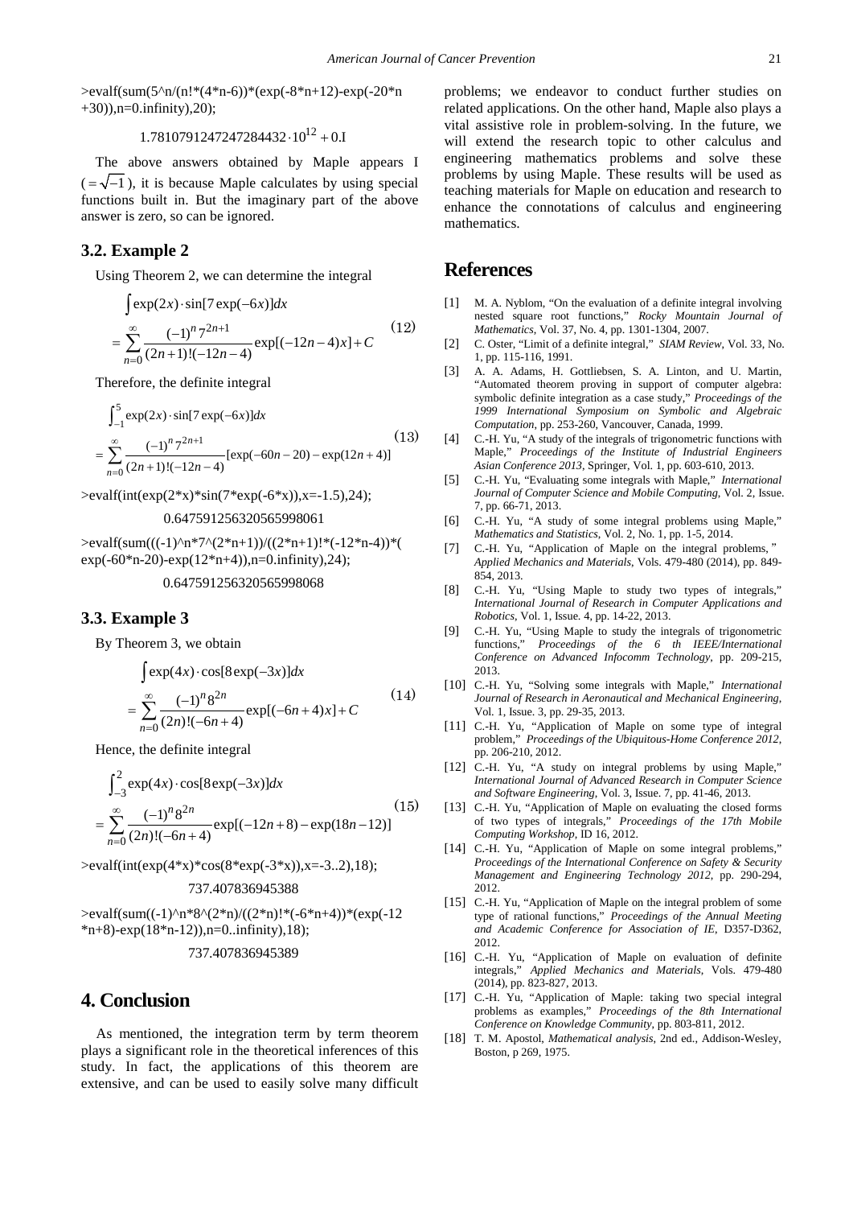>evalf(sum(5^n/(n!*(4*n-6))*(exp(-8*n+12)-exp(-20*n+30)),n=0.infinity),20);

$$1.7810791247247284432 \cdot 10^{12} + 0.I$$

The above answers obtained by Maple appears I ($=\sqrt{-1}$), it is because Maple calculates by using special functions built in. But the imaginary part of the above answer is zero, so can be ignored.

### 3.2. Example 2

Using Theorem 2, we can determine the integral

$$\int \exp(2x) \cdot \sin[7\exp(-6x)]dx = \sum_{n=0}^{\infty} \frac{(-1)^n 7^{2n+1}}{(2n+1)!(-12n-4)} \exp[(-12n-4)x] + C \tag{12}$$

Therefore, the definite integral

$$\int_{-1}^{5} \exp(2x) \cdot \sin[7\exp(-6x)]dx = \sum_{n=0}^{\infty} \frac{(-1)^n 7^{2n+1}}{(2n+1)!(-12n-4)} [\exp(-60n-20) - \exp(12n+4)] \tag{13}$$

>evalf(int(exp(2*x)*sin(7*exp(-6*x)),x=-1.5),24);

0.647591256320565998061

>evalf(sum(((-1)^n*7^(2*n+1))/((2*n+1)!*(-12*n-4))*(exp(-60*n-20)-exp(12*n+4)),n=0.infinity),24);

0.647591256320565998068

### 3.3. Example 3

By Theorem 3, we obtain

$$\int \exp(4x) \cdot \cos[8\exp(-3x)]dx = \sum_{n=0}^{\infty} \frac{(-1)^n 8^{2n}}{(2n)!(-6n+4)} \exp[(-6n+4)x] + C \tag{14}$$

Hence, the definite integral

$$\int_{-3}^{2} \exp(4x) \cdot \cos[8\exp(-3x)]dx = \sum_{n=0}^{\infty} \frac{(-1)^n 8^{2n}}{(2n)!(-6n+4)} \exp[(-12n+8) - \exp(18n-12)] \tag{15}$$

>evalf(int(exp(4*x)*cos(8*exp(-3*x)),x=-3..2),18);

737.407836945388

>evalf(sum((-1)^n*8^(2*n)/((2*n)!*(-6*n+4))*(exp(-12*n+8)-exp(18*n-12)),n=0..infinity),18);

737.407836945389

## 4. Conclusion

As mentioned, the integration term by term theorem plays a significant role in the theoretical inferences of this study. In fact, the applications of this theorem are extensive, and can be used to easily solve many difficult problems; we endeavor to conduct further studies on related applications. On the other hand, Maple also plays a vital assistive role in problem-solving. In the future, we will extend the research topic to other calculus and engineering mathematics problems and solve these problems by using Maple. These results will be used as teaching materials for Maple on education and research to enhance the connotations of calculus and engineering mathematics.

## References

[1] M. A. Nyblom, "On the evaluation of a definite integral involving nested square root functions," *Rocky Mountain Journal of Mathematics*, Vol. 37, No. 4, pp. 1301-1304, 2007.

[2] C. Oster, "Limit of a definite integral," *SIAM Review*, Vol. 33, No. 1, pp. 115-116, 1991.

[3] A. A. Adams, H. Gottliebsen, S. A. Linton, and U. Martin, "Automated theorem proving in support of computer algebra: symbolic definite integration as a case study," *Proceedings of the 1999 International Symposium on Symbolic and Algebraic Computation*, pp. 253-260, Vancouver, Canada, 1999.

[4] C.-H. Yu, "A study of the integrals of trigonometric functions with Maple," *Proceedings of the Institute of Industrial Engineers Asian Conference 2013*, Springer, Vol. 1, pp. 603-610, 2013.

[5] C.-H. Yu, "Evaluating some integrals with Maple," *International Journal of Computer Science and Mobile Computing*, Vol. 2, Issue. 7, pp. 66-71, 2013.

[6] C.-H. Yu, "A study of some integral problems using Maple," *Mathematics and Statistics*, Vol. 2, No. 1, pp. 1-5, 2014.

[7] C.-H. Yu, "Application of Maple on the integral problems," *Applied Mechanics and Materials*, Vols. 479-480 (2014), pp. 849-854, 2013.

[8] C.-H. Yu, "Using Maple to study two types of integrals," *International Journal of Research in Computer Applications and Robotics*, Vol. 1, Issue. 4, pp. 14-22, 2013.

[9] C.-H. Yu, "Using Maple to study the integrals of trigonometric functions," *Proceedings of the 6 th IEEE/International Conference on Advanced Infocomm Technology*, pp. 209-215, 2013.

[10] C.-H. Yu, "Solving some integrals with Maple," *International Journal of Research in Aeronautical and Mechanical Engineering*, Vol. 1, Issue. 3, pp. 29-35, 2013.

[11] C.-H. Yu, "Application of Maple on some type of integral problem," *Proceedings of the Ubiquitous-Home Conference 2012*, pp. 206-210, 2012.

[12] C.-H. Yu, "A study on integral problems by using Maple," *International Journal of Advanced Research in Computer Science and Software Engineering*, Vol. 3, Issue. 7, pp. 41-46, 2013.

[13] C.-H. Yu, "Application of Maple on evaluating the closed forms of two types of integrals," *Proceedings of the 17th Mobile Computing Workshop*, ID 16, 2012.

[14] C.-H. Yu, "Application of Maple on some integral problems," *Proceedings of the International Conference on Safety & Security Management and Engineering Technology 2012*, pp. 290-294, 2012.

[15] C.-H. Yu, "Application of Maple on the integral problem of some type of rational functions," *Proceedings of the Annual Meeting and Academic Conference for Association of IE*, D357-D362, 2012.

[16] C.-H. Yu, "Application of Maple on evaluation of definite integrals," *Applied Mechanics and Materials*, Vols. 479-480 (2014), pp. 823-827, 2013.

[17] C.-H. Yu, "Application of Maple: taking two special integral problems as examples," *Proceedings of the 8th International Conference on Knowledge Community*, pp. 803-811, 2012.

[18] T. M. Apostol, *Mathematical analysis*, 2nd ed., Addison-Wesley, Boston, p 269, 1975.